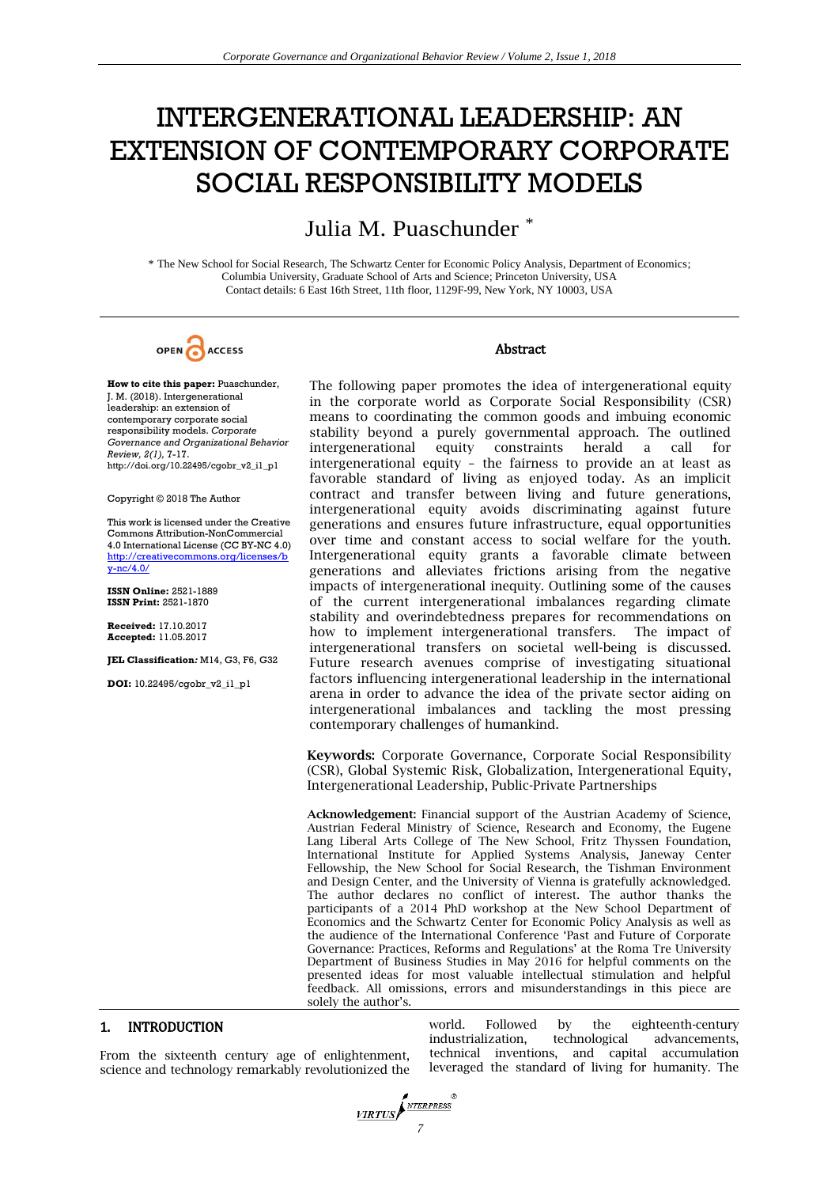# INTERGENERATIONAL LEADERSHIP: AN EXTENSION OF CONTEMPORARY CORPORATE SOCIAL RESPONSIBILITY MODELS

Julia M. Puaschunder *

* The New School for Social Research, The Schwartz Center for Economic Policy Analysis, Department of Economics; Columbia University, Graduate School of Arts and Science; Princeton University, USA
Contact details: 6 East 16th Street, 11th floor, 1129F-99, New York, NY 10003, USA

OPEN ACCESS

**How to cite this paper:** Puaschunder, J. M. (2018). Intergenerational leadership: an extension of contemporary corporate social responsibility models. *Corporate Governance and Organizational Behavior Review, 2(1)*, 7-17.
http://doi.org/10.22495/cgobr_v2_i1_p1

Copyright © 2018 The Author

This work is licensed under the Creative Commons Attribution-NonCommercial 4.0 International License (CC BY-NC 4.0) http://creativecommons.org/licenses/by-nc/4.0/

**ISSN Online:** 2521-1889
**ISSN Print:** 2521-1870

**Received:** 17.10.2017
**Accepted:** 11.05.2017

**JEL Classification:** M14, G3, F6, G32

**DOI:** 10.22495/cgobr_v2_i1_p1

## Abstract

The following paper promotes the idea of intergenerational equity in the corporate world as Corporate Social Responsibility (CSR) means to coordinating the common goods and imbuing economic stability beyond a purely governmental approach. The outlined intergenerational equity constraints herald a call for intergenerational equity – the fairness to provide an at least as favorable standard of living as enjoyed today. As an implicit contract and transfer between living and future generations, intergenerational equity avoids discriminating against future generations and ensures future infrastructure, equal opportunities over time and constant access to social welfare for the youth. Intergenerational equity grants a favorable climate between generations and alleviates frictions arising from the negative impacts of intergenerational inequity. Outlining some of the causes of the current intergenerational imbalances regarding climate stability and overindebtedness prepares for recommendations on how to implement intergenerational transfers. The impact of intergenerational transfers on societal well-being is discussed. Future research avenues comprise of investigating situational factors influencing intergenerational leadership in the international arena in order to advance the idea of the private sector aiding on intergenerational imbalances and tackling the most pressing contemporary challenges of humankind.

**Keywords:** Corporate Governance, Corporate Social Responsibility (CSR), Global Systemic Risk, Globalization, Intergenerational Equity, Intergenerational Leadership, Public-Private Partnerships

**Acknowledgement:** Financial support of the Austrian Academy of Science, Austrian Federal Ministry of Science, Research and Economy, the Eugene Lang Liberal Arts College of The New School, Fritz Thyssen Foundation, International Institute for Applied Systems Analysis, Janeway Center Fellowship, the New School for Social Research, the Tishman Environment and Design Center, and the University of Vienna is gratefully acknowledged. The author declares no conflict of interest. The author thanks the participants of a 2014 PhD workshop at the New School Department of Economics and the Schwartz Center for Economic Policy Analysis as well as the audience of the International Conference 'Past and Future of Corporate Governance: Practices, Reforms and Regulations' at the Roma Tre University Department of Business Studies in May 2016 for helpful comments on the presented ideas for most valuable intellectual stimulation and helpful feedback. All omissions, errors and misunderstandings in this piece are solely the author's.

## 1. INTRODUCTION

From the sixteenth century age of enlightenment, science and technology remarkably revolutionized the world. Followed by the eighteenth-century industrialization, technological advancements, technical inventions, and capital accumulation leveraged the standard of living for humanity. The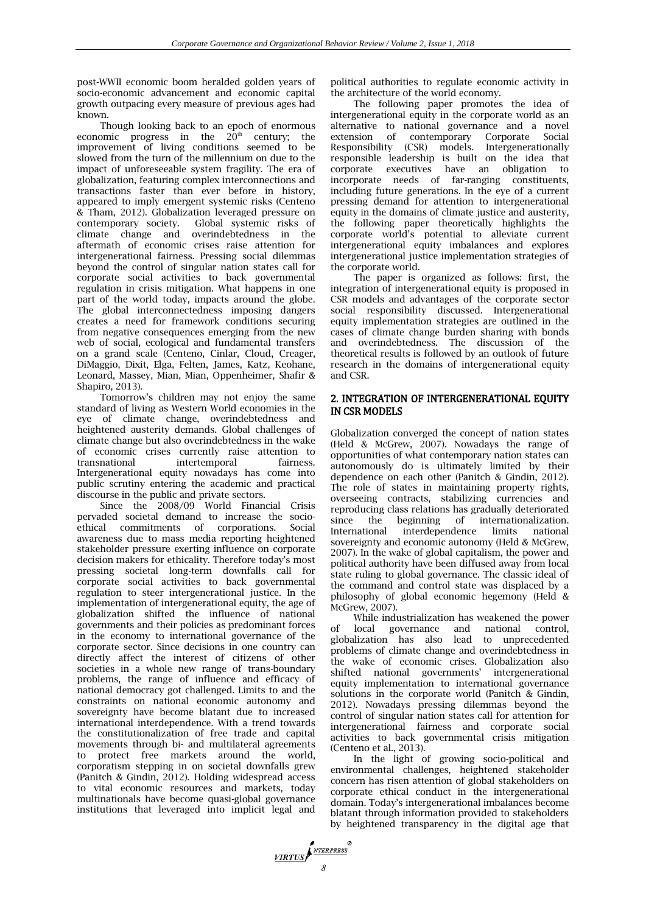post-WWII economic boom heralded golden years of socio-economic advancement and economic capital growth outpacing every measure of previous ages had known.

Though looking back to an epoch of enormous economic progress in the $20^{th}$ century; the improvement of living conditions seemed to be slowed from the turn of the millennium on due to the impact of unforeseeable system fragility. The era of globalization, featuring complex interconnections and transactions faster than ever before in history, appeared to imply emergent systemic risks (Centeno & Tham, 2012). Globalization leveraged pressure on contemporary society. Global systemic risks of climate change and overindebtedness in the aftermath of economic crises raise attention for intergenerational fairness. Pressing social dilemmas beyond the control of singular nation states call for corporate social activities to back governmental regulation in crisis mitigation. What happens in one part of the world today, impacts around the globe. The global interconnectedness imposing dangers creates a need for framework conditions securing from negative consequences emerging from the new web of social, ecological and fundamental transfers on a grand scale (Centeno, Cinlar, Cloud, Creager, DiMaggio, Dixit, Elga, Felten, James, Katz, Keohane, Leonard, Massey, Mian, Mian, Oppenheimer, Shafir & Shapiro, 2013).

Tomorrow's children may not enjoy the same standard of living as Western World economies in the eye of climate change, overindebtedness and heightened austerity demands. Global challenges of climate change but also overindebtedness in the wake of economic crises currently raise attention to transnational intertemporal fairness. Intergenerational equity nowadays has come into public scrutiny entering the academic and practical discourse in the public and private sectors.

Since the 2008/09 World Financial Crisis pervaded societal demand to increase the socio-ethical commitments of corporations. Social awareness due to mass media reporting heightened stakeholder pressure exerting influence on corporate decision makers for ethicality. Therefore today's most pressing societal long-term downfalls call for corporate social activities to back governmental regulation to steer intergenerational justice. In the implementation of intergenerational equity, the age of globalization shifted the influence of national governments and their policies as predominant forces in the economy to international governance of the corporate sector. Since decisions in one country can directly affect the interest of citizens of other societies in a whole new range of trans-boundary problems, the range of influence and efficacy of national democracy got challenged. Limits to and the constraints on national economic autonomy and sovereignty have become blatant due to increased international interdependence. With a trend towards the constitutionalization of free trade and capital movements through bi- and multilateral agreements to protect free markets around the world, corporatism stepping in on societal downfalls grew (Panitch & Gindin, 2012). Holding widespread access to vital economic resources and markets, today multinationals have become quasi-global governance institutions that leveraged into implicit legal and political authorities to regulate economic activity in the architecture of the world economy.

The following paper promotes the idea of intergenerational equity in the corporate world as an alternative to national governance and a novel extension of contemporary Corporate Social Responsibility (CSR) models. Intergenerationally responsible leadership is built on the idea that corporate executives have an obligation to incorporate needs of far-ranging constituents, including future generations. In the eye of a current pressing demand for attention to intergenerational equity in the domains of climate justice and austerity, the following paper theoretically highlights the corporate world's potential to alleviate current intergenerational equity imbalances and explores intergenerational justice implementation strategies of the corporate world.

The paper is organized as follows: first, the integration of intergenerational equity is proposed in CSR models and advantages of the corporate sector social responsibility discussed. Intergenerational equity implementation strategies are outlined in the cases of climate change burden sharing with bonds and overindebtedness. The discussion of the theoretical results is followed by an outlook of future research in the domains of intergenerational equity and CSR.

## 2. INTEGRATION OF INTERGENERATIONAL EQUITY IN CSR MODELS

Globalization converged the concept of nation states (Held & McGrew, 2007). Nowadays the range of opportunities of what contemporary nation states can autonomously do is ultimately limited by their dependence on each other (Panitch & Gindin, 2012). The role of states in maintaining property rights, overseeing contracts, stabilizing currencies and reproducing class relations has gradually deteriorated since the beginning of internationalization. International interdependence limits national sovereignty and economic autonomy (Held & McGrew, 2007). In the wake of global capitalism, the power and political authority have been diffused away from local state ruling to global governance. The classic ideal of the command and control state was displaced by a philosophy of global economic hegemony (Held & McGrew, 2007).

While industrialization has weakened the power of local governance and national control, globalization has also lead to unprecedented problems of climate change and overindebtedness in the wake of economic crises. Globalization also shifted national governments' intergenerational equity implementation to international governance solutions in the corporate world (Panitch & Gindin, 2012). Nowadays pressing dilemmas beyond the control of singular nation states call for attention for intergenerational fairness and corporate social activities to back governmental crisis mitigation (Centeno et al., 2013).

In the light of growing socio-political and environmental challenges, heightened stakeholder concern has risen attention of global stakeholders on corporate ethical conduct in the intergenerational domain. Today's intergenerational imbalances become blatant through information provided to stakeholders by heightened transparency in the digital age that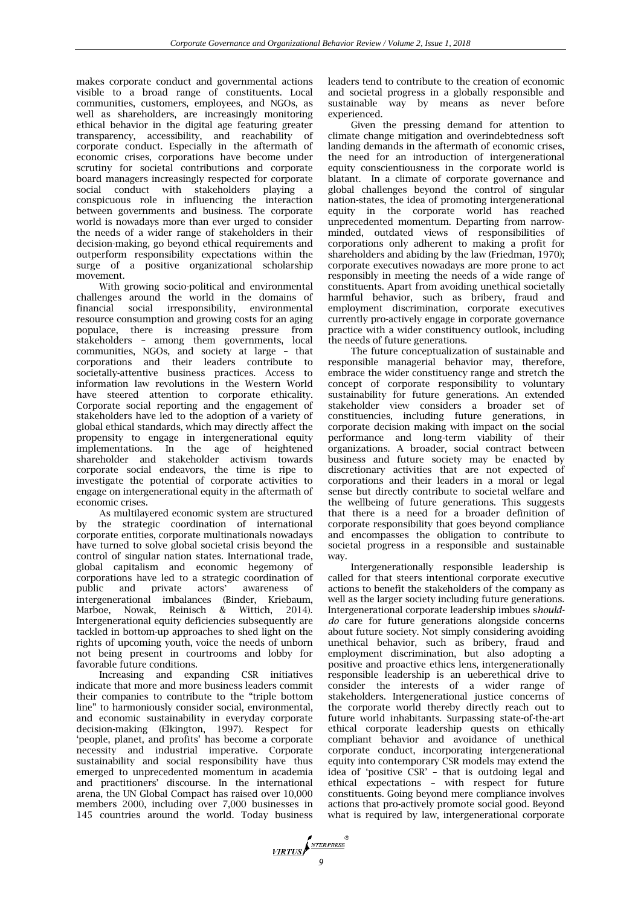makes corporate conduct and governmental actions visible to a broad range of constituents. Local communities, customers, employees, and NGOs, as well as shareholders, are increasingly monitoring ethical behavior in the digital age featuring greater transparency, accessibility, and reachability of corporate conduct. Especially in the aftermath of economic crises, corporations have become under scrutiny for societal contributions and corporate board managers increasingly respected for corporate social conduct with stakeholders playing a conspicuous role in influencing the interaction between governments and business. The corporate world is nowadays more than ever urged to consider the needs of a wider range of stakeholders in their decision-making, go beyond ethical requirements and outperform responsibility expectations within the surge of a positive organizational scholarship movement.

With growing socio-political and environmental challenges around the world in the domains of financial social irresponsibility, environmental resource consumption and growing costs for an aging populace, there is increasing pressure from stakeholders – among them governments, local communities, NGOs, and society at large – that corporations and their leaders contribute to societally-attentive business practices. Access to information law revolutions in the Western World have steered attention to corporate ethicality. Corporate social reporting and the engagement of stakeholders have led to the adoption of a variety of global ethical standards, which may directly affect the propensity to engage in intergenerational equity implementations. In the age of heightened shareholder and stakeholder activism towards corporate social endeavors, the time is ripe to investigate the potential of corporate activities to engage on intergenerational equity in the aftermath of economic crises.

As multilayered economic system are structured by the strategic coordination of international corporate entities, corporate multinationals nowadays have turned to solve global societal crisis beyond the control of singular nation states. International trade, global capitalism and economic hegemony of corporations have led to a strategic coordination of public and private actors' awareness of intergenerational imbalances (Binder, Kriebaum, Marboe, Nowak, Reinisch & Wittich, 2014). Intergenerational equity deficiencies subsequently are tackled in bottom-up approaches to shed light on the rights of upcoming youth, voice the needs of unborn not being present in courtrooms and lobby for favorable future conditions.

Increasing and expanding CSR initiatives indicate that more and more business leaders commit their companies to contribute to the "triple bottom line" to harmoniously consider social, environmental, and economic sustainability in everyday corporate decision-making (Elkington, 1997). Respect for 'people, planet, and profits' has become a corporate necessity and industrial imperative. Corporate sustainability and social responsibility have thus emerged to unprecedented momentum in academia and practitioners' discourse. In the international arena, the UN Global Compact has raised over 10,000 members 2000, including over 7,000 businesses in 145 countries around the world. Today business leaders tend to contribute to the creation of economic and societal progress in a globally responsible and sustainable way by means as never before experienced.

Given the pressing demand for attention to climate change mitigation and overindebtedness soft landing demands in the aftermath of economic crises, the need for an introduction of intergenerational equity conscientiousness in the corporate world is blatant. In a climate of corporate governance and global challenges beyond the control of singular nation-states, the idea of promoting intergenerational equity in the corporate world has reached unprecedented momentum. Departing from narrow-minded, outdated views of responsibilities of corporations only adherent to making a profit for shareholders and abiding by the law (Friedman, 1970); corporate executives nowadays are more prone to act responsibly in meeting the needs of a wide range of constituents. Apart from avoiding unethical societally harmful behavior, such as bribery, fraud and employment discrimination, corporate executives currently pro-actively engage in corporate governance practice with a wider constituency outlook, including the needs of future generations.

The future conceptualization of sustainable and responsible managerial behavior may, therefore, embrace the wider constituency range and stretch the concept of corporate responsibility to voluntary sustainability for future generations. An extended stakeholder view considers a broader set of constituencies, including future generations, in corporate decision making with impact on the social performance and long-term viability of their organizations. A broader, social contract between business and future society may be enacted by discretionary activities that are not expected of corporations and their leaders in a moral or legal sense but directly contribute to societal welfare and the wellbeing of future generations. This suggests that there is a need for a broader definition of corporate responsibility that goes beyond compliance and encompasses the obligation to contribute to societal progress in a responsible and sustainable way.

Intergenerationally responsible leadership is called for that steers intentional corporate executive actions to benefit the stakeholders of the company as well as the larger society including future generations. Intergenerational corporate leadership imbues s*hould-do* care for future generations alongside concerns about future society. Not simply considering avoiding unethical behavior, such as bribery, fraud and employment discrimination, but also adopting a positive and proactive ethics lens, intergenerationally responsible leadership is an ueberethical drive to consider the interests of a wider range of stakeholders. Intergenerational justice concerns of the corporate world thereby directly reach out to future world inhabitants. Surpassing state-of-the-art ethical corporate leadership quests on ethically compliant behavior and avoidance of unethical corporate conduct, incorporating intergenerational equity into contemporary CSR models may extend the idea of 'positive CSR' – that is outdoing legal and ethical expectations – with respect for future constituents. Going beyond mere compliance involves actions that pro-actively promote social good. Beyond what is required by law, intergenerational corporate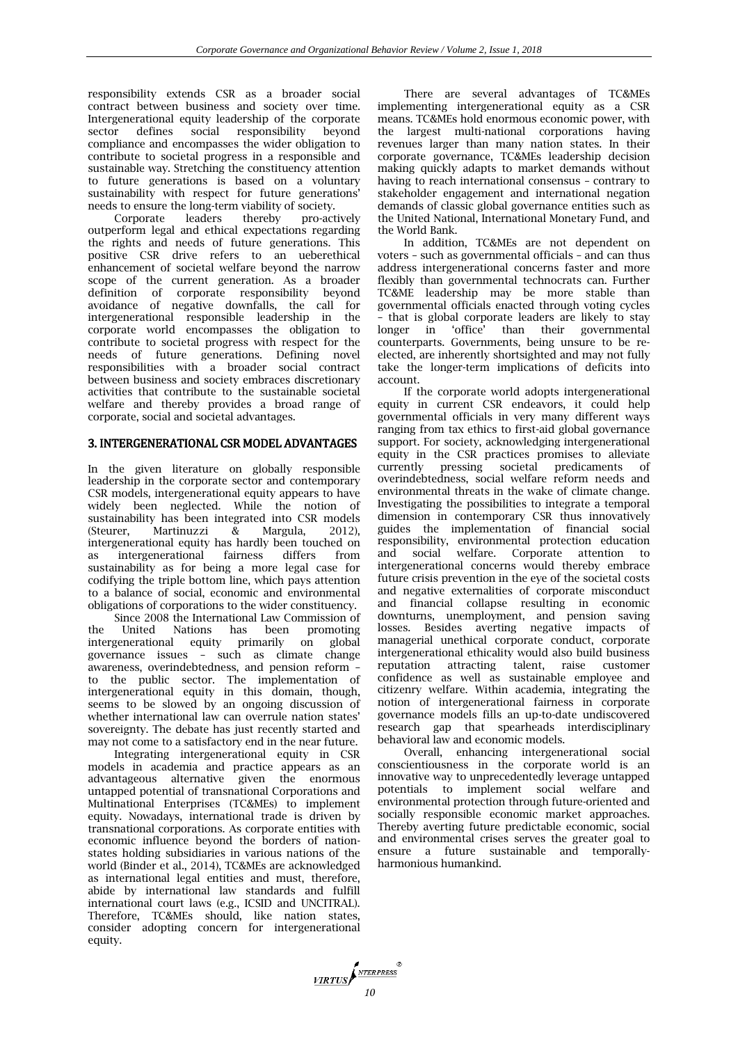responsibility extends CSR as a broader social contract between business and society over time. Intergenerational equity leadership of the corporate sector defines social responsibility beyond compliance and encompasses the wider obligation to contribute to societal progress in a responsible and sustainable way. Stretching the constituency attention to future generations is based on a voluntary sustainability with respect for future generations' needs to ensure the long-term viability of society.

Corporate leaders thereby pro-actively outperform legal and ethical expectations regarding the rights and needs of future generations. This positive CSR drive refers to an ueberethical enhancement of societal welfare beyond the narrow scope of the current generation. As a broader definition of corporate responsibility beyond avoidance of negative downfalls, the call for intergenerational responsible leadership in the corporate world encompasses the obligation to contribute to societal progress with respect for the needs of future generations. Defining novel responsibilities with a broader social contract between business and society embraces discretionary activities that contribute to the sustainable societal welfare and thereby provides a broad range of corporate, social and societal advantages.

## 3. INTERGENERATIONAL CSR MODEL ADVANTAGES

In the given literature on globally responsible leadership in the corporate sector and contemporary CSR models, intergenerational equity appears to have widely been neglected. While the notion of sustainability has been integrated into CSR models (Steurer, Martinuzzi & Margula, 2012), intergenerational equity has hardly been touched on as intergenerational fairness differs from sustainability as for being a more legal case for codifying the triple bottom line, which pays attention to a balance of social, economic and environmental obligations of corporations to the wider constituency.

Since 2008 the International Law Commission of the United Nations has been promoting intergenerational equity primarily on global governance issues – such as climate change awareness, overindebtedness, and pension reform – to the public sector. The implementation of intergenerational equity in this domain, though, seems to be slowed by an ongoing discussion of whether international law can overrule nation states' sovereignty. The debate has just recently started and may not come to a satisfactory end in the near future.

Integrating intergenerational equity in CSR models in academia and practice appears as an advantageous alternative given the enormous untapped potential of transnational Corporations and Multinational Enterprises (TC&MEs) to implement equity. Nowadays, international trade is driven by transnational corporations. As corporate entities with economic influence beyond the borders of nation-states holding subsidiaries in various nations of the world (Binder et al., 2014), TC&MEs are acknowledged as international legal entities and must, therefore, abide by international law standards and fulfill international court laws (e.g., ICSID and UNCITRAL). Therefore, TC&MEs should, like nation states, consider adopting concern for intergenerational equity.

There are several advantages of TC&MEs implementing intergenerational equity as a CSR means. TC&MEs hold enormous economic power, with the largest multi-national corporations having revenues larger than many nation states. In their corporate governance, TC&MEs leadership decision making quickly adapts to market demands without having to reach international consensus – contrary to stakeholder engagement and international negation demands of classic global governance entities such as the United National, International Monetary Fund, and the World Bank.

In addition, TC&MEs are not dependent on voters – such as governmental officials – and can thus address intergenerational concerns faster and more flexibly than governmental technocrats can. Further TC&ME leadership may be more stable than governmental officials enacted through voting cycles – that is global corporate leaders are likely to stay longer in 'office' than their governmental counterparts. Governments, being unsure to be re-elected, are inherently shortsighted and may not fully take the longer-term implications of deficits into account.

If the corporate world adopts intergenerational equity in current CSR endeavors, it could help governmental officials in very many different ways ranging from tax ethics to first-aid global governance support. For society, acknowledging intergenerational equity in the CSR practices promises to alleviate currently pressing societal predicaments of overindebtedness, social welfare reform needs and environmental threats in the wake of climate change. Investigating the possibilities to integrate a temporal dimension in contemporary CSR thus innovatively guides the implementation of financial social responsibility, environmental protection education and social welfare. Corporate attention to intergenerational concerns would thereby embrace future crisis prevention in the eye of the societal costs and negative externalities of corporate misconduct and financial collapse resulting in economic downturns, unemployment, and pension saving losses. Besides averting negative impacts of managerial unethical corporate conduct, corporate intergenerational ethicality would also build business reputation attracting talent, raise customer confidence as well as sustainable employee and citizenry welfare. Within academia, integrating the notion of intergenerational fairness in corporate governance models fills an up-to-date undiscovered research gap that spearheads interdisciplinary behavioral law and economic models.

Overall, enhancing intergenerational social conscientiousness in the corporate world is an innovative way to unprecedentedly leverage untapped potentials to implement social welfare and environmental protection through future-oriented and socially responsible economic market approaches. Thereby averting future predictable economic, social and environmental crises serves the greater goal to ensure a future sustainable and temporally-harmonious humankind.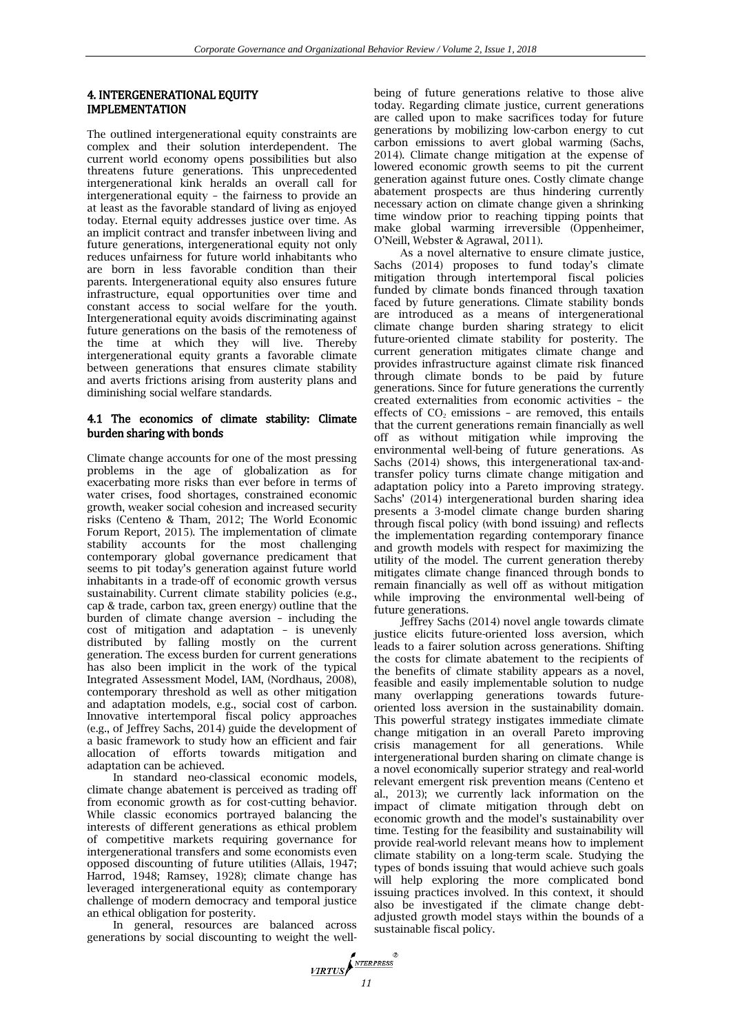## 4. INTERGENERATIONAL EQUITY IMPLEMENTATION

The outlined intergenerational equity constraints are complex and their solution interdependent. The current world economy opens possibilities but also threatens future generations. This unprecedented intergenerational kink heralds an overall call for intergenerational equity – the fairness to provide an at least as the favorable standard of living as enjoyed today. Eternal equity addresses justice over time. As an implicit contract and transfer inbetween living and future generations, intergenerational equity not only reduces unfairness for future world inhabitants who are born in less favorable condition than their parents. Intergenerational equity also ensures future infrastructure, equal opportunities over time and constant access to social welfare for the youth. Intergenerational equity avoids discriminating against future generations on the basis of the remoteness of the time at which they will live. Thereby intergenerational equity grants a favorable climate between generations that ensures climate stability and averts frictions arising from austerity plans and diminishing social welfare standards.

### 4.1 The economics of climate stability: Climate burden sharing with bonds

Climate change accounts for one of the most pressing problems in the age of globalization as for exacerbating more risks than ever before in terms of water crises, food shortages, constrained economic growth, weaker social cohesion and increased security risks (Centeno & Tham, 2012; The World Economic Forum Report, 2015). The implementation of climate stability accounts for the most challenging contemporary global governance predicament that seems to pit today's generation against future world inhabitants in a trade-off of economic growth versus sustainability. Current climate stability policies (e.g., cap & trade, carbon tax, green energy) outline that the burden of climate change aversion – including the cost of mitigation and adaptation – is unevenly distributed by falling mostly on the current generation. The excess burden for current generations has also been implicit in the work of the typical Integrated Assessment Model, IAM, (Nordhaus, 2008), contemporary threshold as well as other mitigation and adaptation models, e.g., social cost of carbon. Innovative intertemporal fiscal policy approaches (e.g., of Jeffrey Sachs, 2014) guide the development of a basic framework to study how an efficient and fair allocation of efforts towards mitigation and adaptation can be achieved.

In standard neo-classical economic models, climate change abatement is perceived as trading off from economic growth as for cost-cutting behavior. While classic economics portrayed balancing the interests of different generations as ethical problem of competitive markets requiring governance for intergenerational transfers and some economists even opposed discounting of future utilities (Allais, 1947; Harrod, 1948; Ramsey, 1928); climate change has leveraged intergenerational equity as contemporary challenge of modern democracy and temporal justice an ethical obligation for posterity.

In general, resources are balanced across generations by social discounting to weight the well-being of future generations relative to those alive today. Regarding climate justice, current generations are called upon to make sacrifices today for future generations by mobilizing low-carbon energy to cut carbon emissions to avert global warming (Sachs, 2014). Climate change mitigation at the expense of lowered economic growth seems to pit the current generation against future ones. Costly climate change abatement prospects are thus hindering currently necessary action on climate change given a shrinking time window prior to reaching tipping points that make global warming irreversible (Oppenheimer, O'Neill, Webster & Agrawal, 2011).

As a novel alternative to ensure climate justice, Sachs (2014) proposes to fund today's climate mitigation through intertemporal fiscal policies funded by climate bonds financed through taxation faced by future generations. Climate stability bonds are introduced as a means of intergenerational climate change burden sharing strategy to elicit future-oriented climate stability for posterity. The current generation mitigates climate change and provides infrastructure against climate risk financed through climate bonds to be paid by future generations. Since for future generations the currently created externalities from economic activities – the effects of $CO_2$ emissions – are removed, this entails that the current generations remain financially as well off as without mitigation while improving the environmental well-being of future generations. As Sachs (2014) shows, this intergenerational tax-and-transfer policy turns climate change mitigation and adaptation policy into a Pareto improving strategy. Sachs' (2014) intergenerational burden sharing idea presents a 3-model climate change burden sharing through fiscal policy (with bond issuing) and reflects the implementation regarding contemporary finance and growth models with respect for maximizing the utility of the model. The current generation thereby mitigates climate change financed through bonds to remain financially as well off as without mitigation while improving the environmental well-being of future generations.

Jeffrey Sachs (2014) novel angle towards climate justice elicits future-oriented loss aversion, which leads to a fairer solution across generations. Shifting the costs for climate abatement to the recipients of the benefits of climate stability appears as a novel, feasible and easily implementable solution to nudge many overlapping generations towards future-oriented loss aversion in the sustainability domain. This powerful strategy instigates immediate climate change mitigation in an overall Pareto improving crisis management for all generations. While intergenerational burden sharing on climate change is a novel economically superior strategy and real-world relevant emergent risk prevention means (Centeno et al., 2013); we currently lack information on the impact of climate mitigation through debt on economic growth and the model's sustainability over time. Testing for the feasibility and sustainability will provide real-world relevant means how to implement climate stability on a long-term scale. Studying the types of bonds issuing that would achieve such goals will help exploring the more complicated bond issuing practices involved. In this context, it should also be investigated if the climate change debt-adjusted growth model stays within the bounds of a sustainable fiscal policy.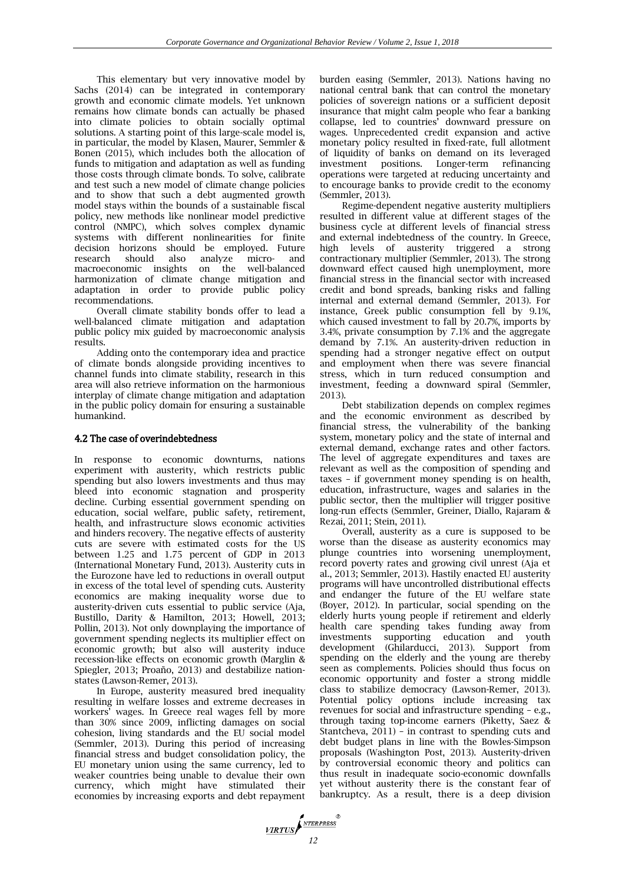This elementary but very innovative model by Sachs (2014) can be integrated in contemporary growth and economic climate models. Yet unknown remains how climate bonds can actually be phased into climate policies to obtain socially optimal solutions. A starting point of this large-scale model is, in particular, the model by Klasen, Maurer, Semmler & Bonen (2015), which includes both the allocation of funds to mitigation and adaptation as well as funding those costs through climate bonds. To solve, calibrate and test such a new model of climate change policies and to show that such a debt augmented growth model stays within the bounds of a sustainable fiscal policy, new methods like nonlinear model predictive control (NMPC), which solves complex dynamic systems with different nonlinearities for finite decision horizons should be employed. Future research should also analyze micro- and macroeconomic insights on the well-balanced harmonization of climate change mitigation and adaptation in order to provide public policy recommendations.

Overall climate stability bonds offer to lead a well-balanced climate mitigation and adaptation public policy mix guided by macroeconomic analysis results.

Adding onto the contemporary idea and practice of climate bonds alongside providing incentives to channel funds into climate stability, research in this area will also retrieve information on the harmonious interplay of climate change mitigation and adaptation in the public policy domain for ensuring a sustainable humankind.

## 4.2 The case of overindebtedness

In response to economic downturns, nations experiment with austerity, which restricts public spending but also lowers investments and thus may bleed into economic stagnation and prosperity decline. Curbing essential government spending on education, social welfare, public safety, retirement, health, and infrastructure slows economic activities and hinders recovery. The negative effects of austerity cuts are severe with estimated costs for the US between 1.25 and 1.75 percent of GDP in 2013 (International Monetary Fund, 2013). Austerity cuts in the Eurozone have led to reductions in overall output in excess of the total level of spending cuts. Austerity economics are making inequality worse due to austerity-driven cuts essential to public service (Aja, Bustillo, Darity & Hamilton, 2013; Howell, 2013; Pollin, 2013). Not only downplaying the importance of government spending neglects its multiplier effect on economic growth; but also will austerity induce recession-like effects on economic growth (Marglin & Spiegler, 2013; Proaño, 2013) and destabilize nation-states (Lawson-Remer, 2013).

In Europe, austerity measured bred inequality resulting in welfare losses and extreme decreases in workers' wages. In Greece real wages fell by more than 30% since 2009, inflicting damages on social cohesion, living standards and the EU social model (Semmler, 2013). During this period of increasing financial stress and budget consolidation policy, the EU monetary union using the same currency, led to weaker countries being unable to devalue their own currency, which might have stimulated their economies by increasing exports and debt repayment burden easing (Semmler, 2013). Nations having no national central bank that can control the monetary policies of sovereign nations or a sufficient deposit insurance that might calm people who fear a banking collapse, led to countries' downward pressure on wages. Unprecedented credit expansion and active monetary policy resulted in fixed-rate, full allotment of liquidity of banks on demand on its leveraged investment positions. Longer-term refinancing operations were targeted at reducing uncertainty and to encourage banks to provide credit to the economy (Semmler, 2013).

Regime-dependent negative austerity multipliers resulted in different value at different stages of the business cycle at different levels of financial stress and external indebtedness of the country. In Greece, high levels of austerity triggered a strong contractionary multiplier (Semmler, 2013). The strong downward effect caused high unemployment, more financial stress in the financial sector with increased credit and bond spreads, banking risks and falling internal and external demand (Semmler, 2013). For instance, Greek public consumption fell by 9.1%, which caused investment to fall by 20.7%, imports by 3.4%, private consumption by 7.1% and the aggregate demand by 7.1%. An austerity-driven reduction in spending had a stronger negative effect on output and employment when there was severe financial stress, which in turn reduced consumption and investment, feeding a downward spiral (Semmler, 2013).

Debt stabilization depends on complex regimes and the economic environment as described by financial stress, the vulnerability of the banking system, monetary policy and the state of internal and external demand, exchange rates and other factors. The level of aggregate expenditures and taxes are relevant as well as the composition of spending and taxes – if government money spending is on health, education, infrastructure, wages and salaries in the public sector, then the multiplier will trigger positive long-run effects (Semmler, Greiner, Diallo, Rajaram & Rezai, 2011; Stein, 2011).

Overall, austerity as a cure is supposed to be worse than the disease as austerity economics may plunge countries into worsening unemployment, record poverty rates and growing civil unrest (Aja et al., 2013; Semmler, 2013). Hastily enacted EU austerity programs will have uncontrolled distributional effects and endanger the future of the EU welfare state (Boyer, 2012). In particular, social spending on the elderly hurts young people if retirement and elderly health care spending takes funding away from investments supporting education and youth development (Ghilarducci, 2013). Support from spending on the elderly and the young are thereby seen as complements. Policies should thus focus on economic opportunity and foster a strong middle class to stabilize democracy (Lawson-Remer, 2013). Potential policy options include increasing tax revenues for social and infrastructure spending – e.g., through taxing top-income earners (Piketty, Saez & Stantcheva, 2011) – in contrast to spending cuts and debt budget plans in line with the Bowles-Simpson proposals (Washington Post, 2013). Austerity-driven by controversial economic theory and politics can thus result in inadequate socio-economic downfalls yet without austerity there is the constant fear of bankruptcy. As a result, there is a deep division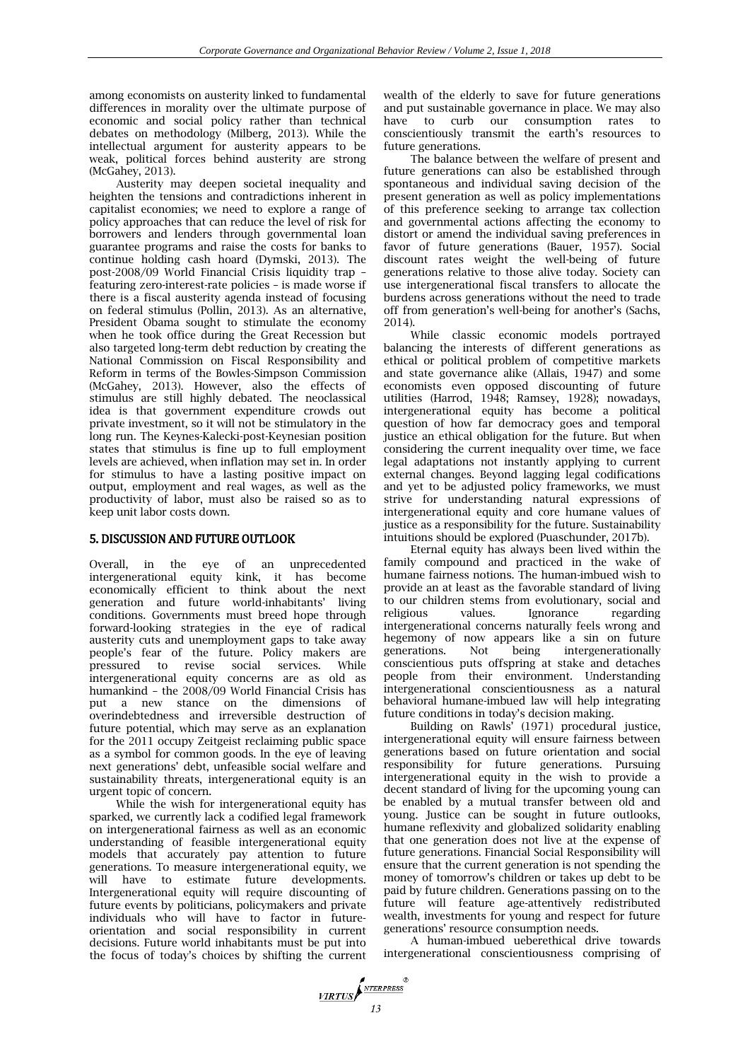among economists on austerity linked to fundamental differences in morality over the ultimate purpose of economic and social policy rather than technical debates on methodology (Milberg, 2013). While the intellectual argument for austerity appears to be weak, political forces behind austerity are strong (McGahey, 2013).

Austerity may deepen societal inequality and heighten the tensions and contradictions inherent in capitalist economies; we need to explore a range of policy approaches that can reduce the level of risk for borrowers and lenders through governmental loan guarantee programs and raise the costs for banks to continue holding cash hoard (Dymski, 2013). The post-2008/09 World Financial Crisis liquidity trap – featuring zero-interest-rate policies – is made worse if there is a fiscal austerity agenda instead of focusing on federal stimulus (Pollin, 2013). As an alternative, President Obama sought to stimulate the economy when he took office during the Great Recession but also targeted long-term debt reduction by creating the National Commission on Fiscal Responsibility and Reform in terms of the Bowles-Simpson Commission (McGahey, 2013). However, also the effects of stimulus are still highly debated. The neoclassical idea is that government expenditure crowds out private investment, so it will not be stimulatory in the long run. The Keynes-Kalecki-post-Keynesian position states that stimulus is fine up to full employment levels are achieved, when inflation may set in. In order for stimulus to have a lasting positive impact on output, employment and real wages, as well as the productivity of labor, must also be raised so as to keep unit labor costs down.

## 5. DISCUSSION AND FUTURE OUTLOOK

Overall, in the eye of an unprecedented intergenerational equity kink, it has become economically efficient to think about the next generation and future world-inhabitants' living conditions. Governments must breed hope through forward-looking strategies in the eye of radical austerity cuts and unemployment gaps to take away people's fear of the future. Policy makers are pressured to revise social services. While intergenerational equity concerns are as old as humankind – the 2008/09 World Financial Crisis has put a new stance on the dimensions of overindebtedness and irreversible destruction of future potential, which may serve as an explanation for the 2011 occupy Zeitgeist reclaiming public space as a symbol for common goods. In the eye of leaving next generations' debt, unfeasible social welfare and sustainability threats, intergenerational equity is an urgent topic of concern.

While the wish for intergenerational equity has sparked, we currently lack a codified legal framework on intergenerational fairness as well as an economic understanding of feasible intergenerational equity models that accurately pay attention to future generations. To measure intergenerational equity, we will have to estimate future developments. Intergenerational equity will require discounting of future events by politicians, policymakers and private individuals who will have to factor in future-orientation and social responsibility in current decisions. Future world inhabitants must be put into the focus of today's choices by shifting the current wealth of the elderly to save for future generations and put sustainable governance in place. We may also have to curb our consumption rates to conscientiously transmit the earth's resources to future generations.

The balance between the welfare of present and future generations can also be established through spontaneous and individual saving decision of the present generation as well as policy implementations of this preference seeking to arrange tax collection and governmental actions affecting the economy to distort or amend the individual saving preferences in favor of future generations (Bauer, 1957). Social discount rates weight the well-being of future generations relative to those alive today. Society can use intergenerational fiscal transfers to allocate the burdens across generations without the need to trade off from generation's well-being for another's (Sachs, 2014).

While classic economic models portrayed balancing the interests of different generations as ethical or political problem of competitive markets and state governance alike (Allais, 1947) and some economists even opposed discounting of future utilities (Harrod, 1948; Ramsey, 1928); nowadays, intergenerational equity has become a political question of how far democracy goes and temporal justice an ethical obligation for the future. But when considering the current inequality over time, we face legal adaptations not instantly applying to current external changes. Beyond lagging legal codifications and yet to be adjusted policy frameworks, we must strive for understanding natural expressions of intergenerational equity and core humane values of justice as a responsibility for the future. Sustainability intuitions should be explored (Puaschunder, 2017b).

Eternal equity has always been lived within the family compound and practiced in the wake of humane fairness notions. The human-imbued wish to provide an at least as the favorable standard of living to our children stems from evolutionary, social and religious values. Ignorance regarding intergenerational concerns naturally feels wrong and hegemony of now appears like a sin on future generations. Not being intergenerationally conscientious puts offspring at stake and detaches people from their environment. Understanding intergenerational conscientiousness as a natural behavioral humane-imbued law will help integrating future conditions in today's decision making.

Building on Rawls' (1971) procedural justice, intergenerational equity will ensure fairness between generations based on future orientation and social responsibility for future generations. Pursuing intergenerational equity in the wish to provide a decent standard of living for the upcoming young can be enabled by a mutual transfer between old and young. Justice can be sought in future outlooks, humane reflexivity and globalized solidarity enabling that one generation does not live at the expense of future generations. Financial Social Responsibility will ensure that the current generation is not spending the money of tomorrow's children or takes up debt to be paid by future children. Generations passing on to the future will feature age-attentively redistributed wealth, investments for young and respect for future generations' resource consumption needs.

A human-imbued ueberethical drive towards intergenerational conscientiousness comprising of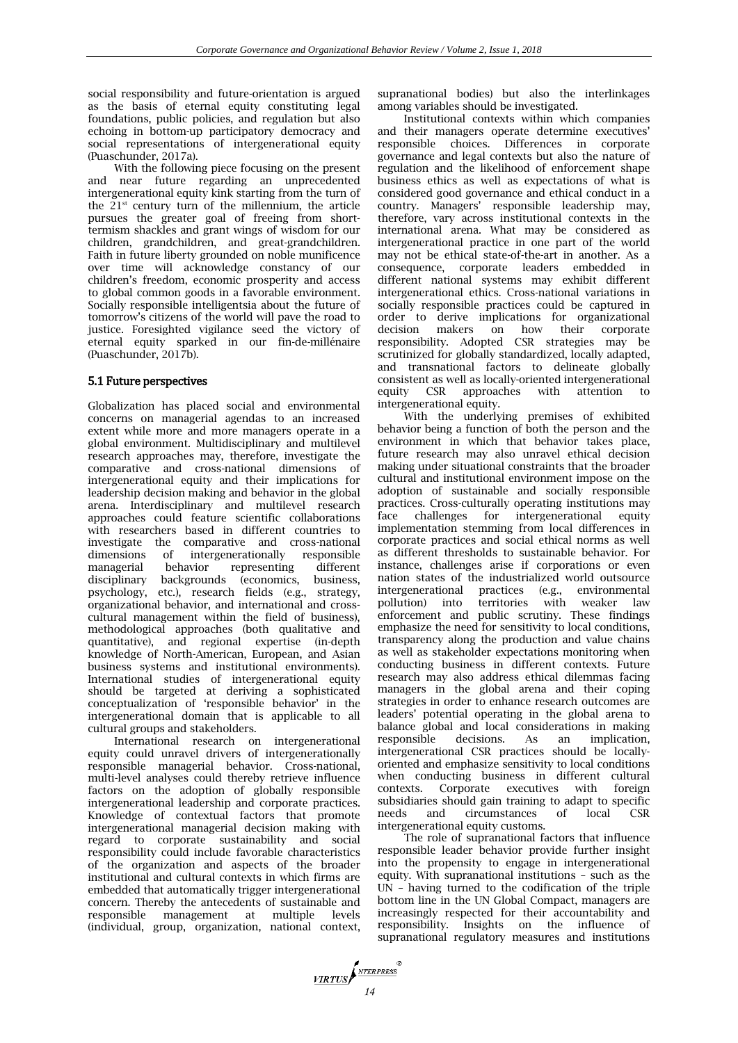social responsibility and future-orientation is argued as the basis of eternal equity constituting legal foundations, public policies, and regulation but also echoing in bottom-up participatory democracy and social representations of intergenerational equity (Puaschunder, 2017a).

With the following piece focusing on the present and near future regarding an unprecedented intergenerational equity kink starting from the turn of the 21st century turn of the millennium, the article pursues the greater goal of freeing from short-termism shackles and grant wings of wisdom for our children, grandchildren, and great-grandchildren. Faith in future liberty grounded on noble munificence over time will acknowledge constancy of our children's freedom, economic prosperity and access to global common goods in a favorable environment. Socially responsible intelligentsia about the future of tomorrow's citizens of the world will pave the road to justice. Foresighted vigilance seed the victory of eternal equity sparked in our fin-de-millénaire (Puaschunder, 2017b).

### 5.1 Future perspectives

Globalization has placed social and environmental concerns on managerial agendas to an increased extent while more and more managers operate in a global environment. Multidisciplinary and multilevel research approaches may, therefore, investigate the comparative and cross-national dimensions of intergenerational equity and their implications for leadership decision making and behavior in the global arena. Interdisciplinary and multilevel research approaches could feature scientific collaborations with researchers based in different countries to investigate the comparative and cross-national dimensions of intergenerationally responsible managerial behavior representing different disciplinary backgrounds (economics, business, psychology, etc.), research fields (e.g., strategy, organizational behavior, and international and cross-cultural management within the field of business), methodological approaches (both qualitative and quantitative), and regional expertise (in-depth knowledge of North-American, European, and Asian business systems and institutional environments). International studies of intergenerational equity should be targeted at deriving a sophisticated conceptualization of 'responsible behavior' in the intergenerational domain that is applicable to all cultural groups and stakeholders.

International research on intergenerational equity could unravel drivers of intergenerationally responsible managerial behavior. Cross-national, multi-level analyses could thereby retrieve influence factors on the adoption of globally responsible intergenerational leadership and corporate practices. Knowledge of contextual factors that promote intergenerational managerial decision making with regard to corporate sustainability and social responsibility could include favorable characteristics of the organization and aspects of the broader institutional and cultural contexts in which firms are embedded that automatically trigger intergenerational concern. Thereby the antecedents of sustainable and responsible management at multiple levels (individual, group, organization, national context, supranational bodies) but also the interlinkages among variables should be investigated.

Institutional contexts within which companies and their managers operate determine executives' responsible choices. Differences in corporate governance and legal contexts but also the nature of regulation and the likelihood of enforcement shape business ethics as well as expectations of what is considered good governance and ethical conduct in a country. Managers' responsible leadership may, therefore, vary across institutional contexts in the international arena. What may be considered as intergenerational practice in one part of the world may not be ethical state-of-the-art in another. As a consequence, corporate leaders embedded in different national systems may exhibit different intergenerational ethics. Cross-national variations in socially responsible practices could be captured in order to derive implications for organizational decision makers on how their corporate responsibility. Adopted CSR strategies may be scrutinized for globally standardized, locally adapted, and transnational factors to delineate globally consistent as well as locally-oriented intergenerational equity CSR approaches with attention to intergenerational equity.

With the underlying premises of exhibited behavior being a function of both the person and the environment in which that behavior takes place, future research may also unravel ethical decision making under situational constraints that the broader cultural and institutional environment impose on the adoption of sustainable and socially responsible practices. Cross-culturally operating institutions may face challenges for intergenerational equity implementation stemming from local differences in corporate practices and social ethical norms as well as different thresholds to sustainable behavior. For instance, challenges arise if corporations or even nation states of the industrialized world outsource intergenerational practices (e.g., environmental pollution) into territories with weaker law enforcement and public scrutiny. These findings emphasize the need for sensitivity to local conditions, transparency along the production and value chains as well as stakeholder expectations monitoring when conducting business in different contexts. Future research may also address ethical dilemmas facing managers in the global arena and their coping strategies in order to enhance research outcomes are leaders' potential operating in the global arena to balance global and local considerations in making responsible decisions. As an implication, intergenerational CSR practices should be locally-oriented and emphasize sensitivity to local conditions when conducting business in different cultural contexts. Corporate executives with foreign subsidiaries should gain training to adapt to specific needs and circumstances of local CSR intergenerational equity customs.

The role of supranational factors that influence responsible leader behavior provide further insight into the propensity to engage in intergenerational equity. With supranational institutions – such as the UN – having turned to the codification of the triple bottom line in the UN Global Compact, managers are increasingly respected for their accountability and responsibility. Insights on the influence of supranational regulatory measures and institutions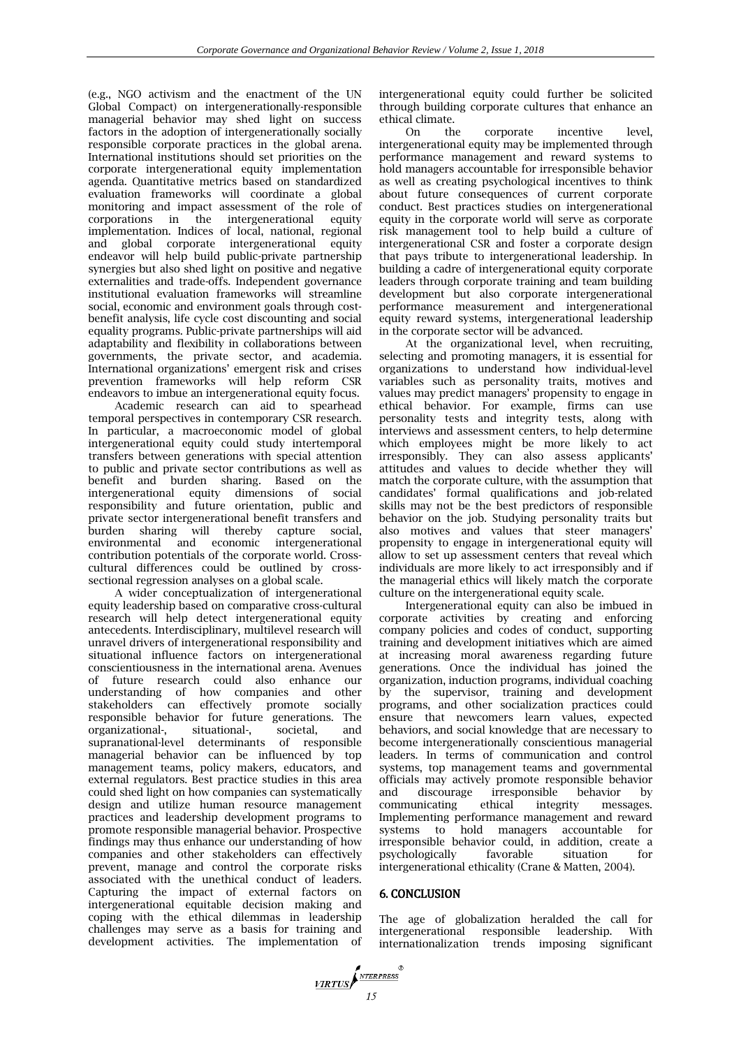(e.g., NGO activism and the enactment of the UN Global Compact) on intergenerationally-responsible managerial behavior may shed light on success factors in the adoption of intergenerationally socially responsible corporate practices in the global arena. International institutions should set priorities on the corporate intergenerational equity implementation agenda. Quantitative metrics based on standardized evaluation frameworks will coordinate a global monitoring and impact assessment of the role of corporations in the intergenerational equity implementation. Indices of local, national, regional and global corporate intergenerational equity endeavor will help build public-private partnership synergies but also shed light on positive and negative externalities and trade-offs. Independent governance institutional evaluation frameworks will streamline social, economic and environment goals through cost-benefit analysis, life cycle cost discounting and social equality programs. Public-private partnerships will aid adaptability and flexibility in collaborations between governments, the private sector, and academia. International organizations' emergent risk and crises prevention frameworks will help reform CSR endeavors to imbue an intergenerational equity focus.

Academic research can aid to spearhead temporal perspectives in contemporary CSR research. In particular, a macroeconomic model of global intergenerational equity could study intertemporal transfers between generations with special attention to public and private sector contributions as well as benefit and burden sharing. Based on the intergenerational equity dimensions of social responsibility and future orientation, public and private sector intergenerational benefit transfers and burden sharing will thereby capture social, environmental and economic intergenerational contribution potentials of the corporate world. Cross-cultural differences could be outlined by cross-sectional regression analyses on a global scale.

A wider conceptualization of intergenerational equity leadership based on comparative cross-cultural research will help detect intergenerational equity antecedents. Interdisciplinary, multilevel research will unravel drivers of intergenerational responsibility and situational influence factors on intergenerational conscientiousness in the international arena. Avenues of future research could also enhance our understanding of how companies and other stakeholders can effectively promote socially responsible behavior for future generations. The organizational-, situational-, societal, and supranational-level determinants of responsible managerial behavior can be influenced by top management teams, policy makers, educators, and external regulators. Best practice studies in this area could shed light on how companies can systematically design and utilize human resource management practices and leadership development programs to promote responsible managerial behavior. Prospective findings may thus enhance our understanding of how companies and other stakeholders can effectively prevent, manage and control the corporate risks associated with the unethical conduct of leaders. Capturing the impact of external factors on intergenerational equitable decision making and coping with the ethical dilemmas in leadership challenges may serve as a basis for training and development activities. The implementation of intergenerational equity could further be solicited through building corporate cultures that enhance an ethical climate.

On the corporate incentive level, intergenerational equity may be implemented through performance management and reward systems to hold managers accountable for irresponsible behavior as well as creating psychological incentives to think about future consequences of current corporate conduct. Best practices studies on intergenerational equity in the corporate world will serve as corporate risk management tool to help build a culture of intergenerational CSR and foster a corporate design that pays tribute to intergenerational leadership. In building a cadre of intergenerational equity corporate leaders through corporate training and team building development but also corporate intergenerational performance measurement and intergenerational equity reward systems, intergenerational leadership in the corporate sector will be advanced.

At the organizational level, when recruiting, selecting and promoting managers, it is essential for organizations to understand how individual-level variables such as personality traits, motives and values may predict managers' propensity to engage in ethical behavior. For example, firms can use personality tests and integrity tests, along with interviews and assessment centers, to help determine which employees might be more likely to act irresponsibly. They can also assess applicants' attitudes and values to decide whether they will match the corporate culture, with the assumption that candidates' formal qualifications and job-related skills may not be the best predictors of responsible behavior on the job. Studying personality traits but also motives and values that steer managers' propensity to engage in intergenerational equity will allow to set up assessment centers that reveal which individuals are more likely to act irresponsibly and if the managerial ethics will likely match the corporate culture on the intergenerational equity scale.

Intergenerational equity can also be imbued in corporate activities by creating and enforcing company policies and codes of conduct, supporting training and development initiatives which are aimed at increasing moral awareness regarding future generations. Once the individual has joined the organization, induction programs, individual coaching by the supervisor, training and development programs, and other socialization practices could ensure that newcomers learn values, expected behaviors, and social knowledge that are necessary to become intergenerationally conscientious managerial leaders. In terms of communication and control systems, top management teams and governmental officials may actively promote responsible behavior and discourage irresponsible behavior by communicating ethical integrity messages. Implementing performance management and reward systems to hold managers accountable for irresponsible behavior could, in addition, create a psychologically favorable situation for intergenerational ethicality (Crane & Matten, 2004).

## 6. CONCLUSION

The age of globalization heralded the call for intergenerational responsible leadership. With internationalization trends imposing significant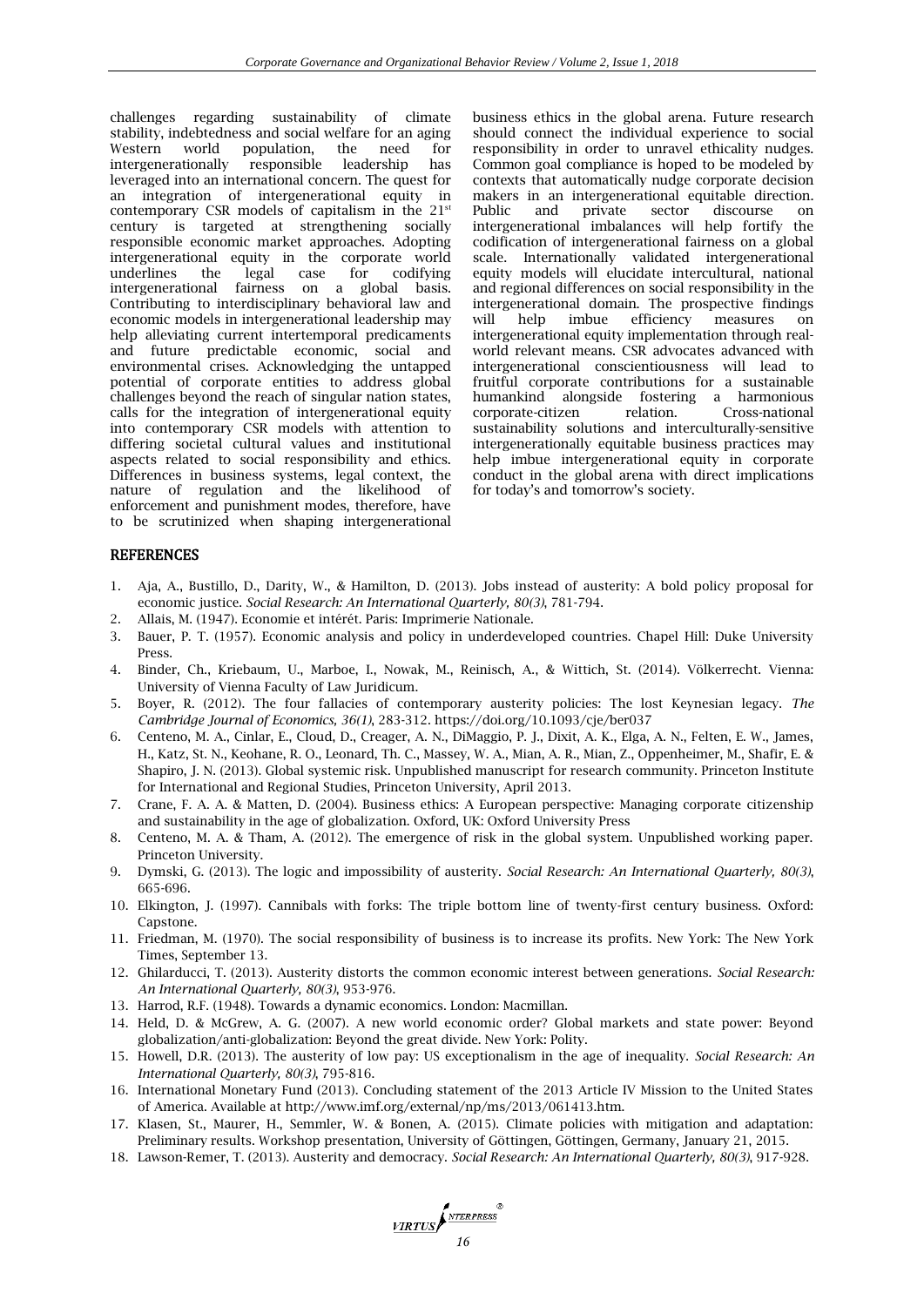challenges regarding sustainability of climate stability, indebtedness and social welfare for an aging Western world population, the need for intergenerationally responsible leadership has leveraged into an international concern. The quest for an integration of intergenerational equity in contemporary CSR models of capitalism in the 21st century is targeted at strengthening socially responsible economic market approaches. Adopting intergenerational equity in the corporate world underlines the legal case for codifying intergenerational fairness on a global basis. Contributing to interdisciplinary behavioral law and economic models in intergenerational leadership may help alleviating current intertemporal predicaments and future predictable economic, social and environmental crises. Acknowledging the untapped potential of corporate entities to address global challenges beyond the reach of singular nation states, calls for the integration of intergenerational equity into contemporary CSR models with attention to differing societal cultural values and institutional aspects related to social responsibility and ethics. Differences in business systems, legal context, the nature of regulation and the likelihood of enforcement and punishment modes, therefore, have to be scrutinized when shaping intergenerational business ethics in the global arena. Future research should connect the individual experience to social responsibility in order to unravel ethicality nudges. Common goal compliance is hoped to be modeled by contexts that automatically nudge corporate decision makers in an intergenerational equitable direction. Public and private sector discourse on intergenerational imbalances will help fortify the codification of intergenerational fairness on a global scale. Internationally validated intergenerational equity models will elucidate intercultural, national and regional differences on social responsibility in the intergenerational domain. The prospective findings will help imbue efficiency measures on intergenerational equity implementation through real-world relevant means. CSR advocates advanced with intergenerational conscientiousness will lead to fruitful corporate contributions for a sustainable humankind alongside fostering a harmonious corporate-citizen relation. Cross-national sustainability solutions and interculturally-sensitive intergenerationally equitable business practices may help imbue intergenerational equity in corporate conduct in the global arena with direct implications for today's and tomorrow's society.

## REFERENCES

1. Aja, A., Bustillo, D., Darity, W., & Hamilton, D. (2013). Jobs instead of austerity: A bold policy proposal for economic justice. *Social Research: An International Quarterly, 80(3)*, 781-794.
2. Allais, M. (1947). Economie et intérét. Paris: Imprimerie Nationale.
3. Bauer, P. T. (1957). Economic analysis and policy in underdeveloped countries. Chapel Hill: Duke University Press.
4. Binder, Ch., Kriebaum, U., Marboe, I., Nowak, M., Reinisch, A., & Wittich, St. (2014). Völkerrecht. Vienna: University of Vienna Faculty of Law Juridicum.
5. Boyer, R. (2012). The four fallacies of contemporary austerity policies: The lost Keynesian legacy. *The Cambridge Journal of Economics, 36(1)*, 283-312. https://doi.org/10.1093/cje/ber037
6. Centeno, M. A., Cinlar, E., Cloud, D., Creager, A. N., DiMaggio, P. J., Dixit, A. K., Elga, A. N., Felten, E. W., James, H., Katz, St. N., Keohane, R. O., Leonard, Th. C., Massey, W. A., Mian, A. R., Mian, Z., Oppenheimer, M., Shafir, E. & Shapiro, J. N. (2013). Global systemic risk. Unpublished manuscript for research community. Princeton Institute for International and Regional Studies, Princeton University, April 2013.
7. Crane, F. A. A. & Matten, D. (2004). Business ethics: A European perspective: Managing corporate citizenship and sustainability in the age of globalization. Oxford, UK: Oxford University Press
8. Centeno, M. A. & Tham, A. (2012). The emergence of risk in the global system. Unpublished working paper. Princeton University.
9. Dymski, G. (2013). The logic and impossibility of austerity. *Social Research: An International Quarterly, 80(3)*, 665-696.
10. Elkington, J. (1997). Cannibals with forks: The triple bottom line of twenty-first century business. Oxford: Capstone.
11. Friedman, M. (1970). The social responsibility of business is to increase its profits. New York: The New York Times, September 13.
12. Ghilarducci, T. (2013). Austerity distorts the common economic interest between generations. *Social Research: An International Quarterly, 80(3)*, 953-976.
13. Harrod, R.F. (1948). Towards a dynamic economics. London: Macmillan.
14. Held, D. & McGrew, A. G. (2007). A new world economic order? Global markets and state power: Beyond globalization/anti-globalization: Beyond the great divide. New York: Polity.
15. Howell, D.R. (2013). The austerity of low pay: US exceptionalism in the age of inequality. *Social Research: An International Quarterly, 80(3)*, 795-816.
16. International Monetary Fund (2013). Concluding statement of the 2013 Article IV Mission to the United States of America. Available at http://www.imf.org/external/np/ms/2013/061413.htm.
17. Klasen, St., Maurer, H., Semmler, W. & Bonen, A. (2015). Climate policies with mitigation and adaptation: Preliminary results. Workshop presentation, University of Göttingen, Göttingen, Germany, January 21, 2015.
18. Lawson-Remer, T. (2013). Austerity and democracy. *Social Research: An International Quarterly, 80(3)*, 917-928.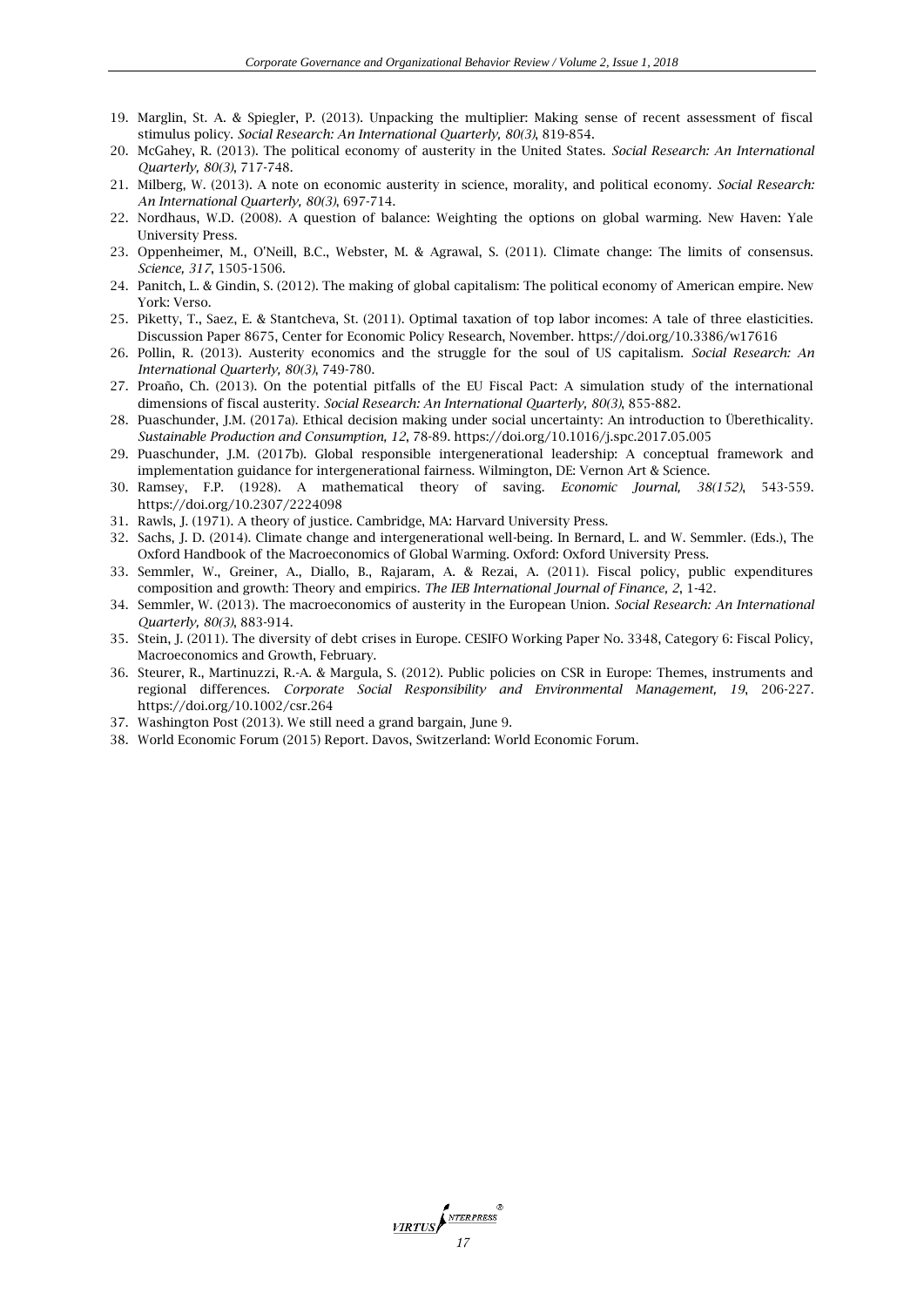19. Marglin, St. A. & Spiegler, P. (2013). Unpacking the multiplier: Making sense of recent assessment of fiscal stimulus policy. *Social Research: An International Quarterly, 80(3)*, 819-854.
20. McGahey, R. (2013). The political economy of austerity in the United States. *Social Research: An International Quarterly, 80(3)*, 717-748.
21. Milberg, W. (2013). A note on economic austerity in science, morality, and political economy. *Social Research: An International Quarterly, 80(3)*, 697-714.
22. Nordhaus, W.D. (2008). A question of balance: Weighting the options on global warming. New Haven: Yale University Press.
23. Oppenheimer, M., O'Neill, B.C., Webster, M. & Agrawal, S. (2011). Climate change: The limits of consensus. *Science, 317*, 1505-1506.
24. Panitch, L. & Gindin, S. (2012). The making of global capitalism: The political economy of American empire. New York: Verso.
25. Piketty, T., Saez, E. & Stantcheva, St. (2011). Optimal taxation of top labor incomes: A tale of three elasticities. Discussion Paper 8675, Center for Economic Policy Research, November. https://doi.org/10.3386/w17616
26. Pollin, R. (2013). Austerity economics and the struggle for the soul of US capitalism. *Social Research: An International Quarterly, 80(3)*, 749-780.
27. Proaño, Ch. (2013). On the potential pitfalls of the EU Fiscal Pact: A simulation study of the international dimensions of fiscal austerity. *Social Research: An International Quarterly, 80(3)*, 855-882.
28. Puaschunder, J.M. (2017a). Ethical decision making under social uncertainty: An introduction to Überethicality. *Sustainable Production and Consumption, 12*, 78-89. https://doi.org/10.1016/j.spc.2017.05.005
29. Puaschunder, J.M. (2017b). Global responsible intergenerational leadership: A conceptual framework and implementation guidance for intergenerational fairness. Wilmington, DE: Vernon Art & Science.
30. Ramsey, F.P. (1928). A mathematical theory of saving. *Economic Journal, 38(152)*, 543-559. https://doi.org/10.2307/2224098
31. Rawls, J. (1971). A theory of justice. Cambridge, MA: Harvard University Press.
32. Sachs, J. D. (2014). Climate change and intergenerational well-being. In Bernard, L. and W. Semmler. (Eds.), The Oxford Handbook of the Macroeconomics of Global Warming. Oxford: Oxford University Press.
33. Semmler, W., Greiner, A., Diallo, B., Rajaram, A. & Rezai, A. (2011). Fiscal policy, public expenditures composition and growth: Theory and empirics. *The IEB International Journal of Finance, 2*, 1-42.
34. Semmler, W. (2013). The macroeconomics of austerity in the European Union. *Social Research: An International Quarterly, 80(3)*, 883-914.
35. Stein, J. (2011). The diversity of debt crises in Europe. CESIFO Working Paper No. 3348, Category 6: Fiscal Policy, Macroeconomics and Growth, February.
36. Steurer, R., Martinuzzi, R.-A. & Margula, S. (2012). Public policies on CSR in Europe: Themes, instruments and regional differences. *Corporate Social Responsibility and Environmental Management, 19*, 206-227. https://doi.org/10.1002/csr.264
37. Washington Post (2013). We still need a grand bargain, June 9.
38. World Economic Forum (2015) Report. Davos, Switzerland: World Economic Forum.